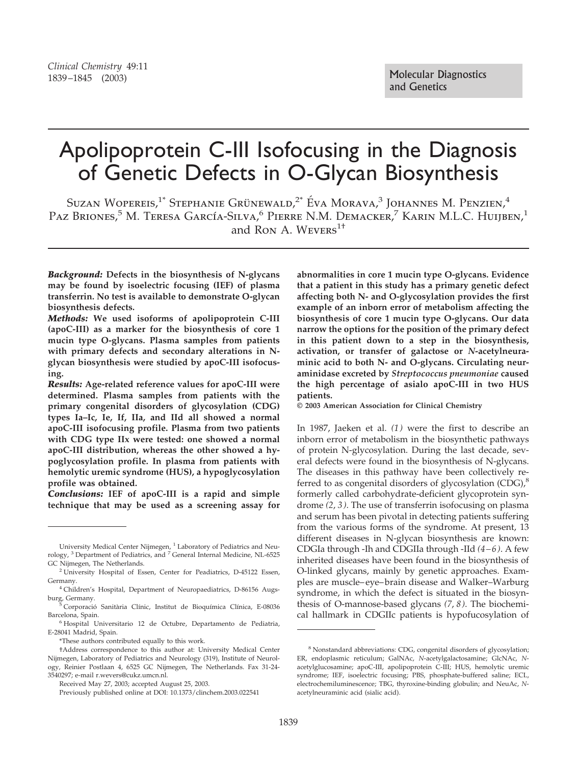Molecular Diagnostics and Genetics

# Apolipoprotein C-III Isofocusing in the Diagnosis of Genetic Defects in O-Glycan Biosynthesis

Suzan Wopereis,[1*] Stephanie Grünewald,[2*] Éva Morava,[3] Johannes M. Penzien,[4] Paz Briones,[5] M. Teresa García-Silva,[6] Pierre N.M. Demacker,[7] Karin M.L.C. Huijben,[1] and Ron A. Wevers[1†]

***Background:*** **Defects in the biosynthesis of N-glycans may be found by isoelectric focusing (IEF) of plasma transferrin. No test is available to demonstrate O-glycan biosynthesis defects.**

***Methods:*** **We used isoforms of apolipoprotein C-III (apoC-III) as a marker for the biosynthesis of core 1 mucin type O-glycans. Plasma samples from patients with primary defects and secondary alterations in N-glycan biosynthesis were studied by apoC-III isofocusing.**

***Results:*** **Age-related reference values for apoC-III were determined. Plasma samples from patients with the primary congenital disorders of glycosylation (CDG) types Ia–Ic, Ie, If, IIa, and IId all showed a normal apoC-III isofocusing profile. Plasma from two patients with CDG type IIx were tested: one showed a normal apoC-III distribution, whereas the other showed a hypoglycosylation profile. In plasma from patients with hemolytic uremic syndrome (HUS), a hypoglycosylation profile was obtained.**

***Conclusions:*** **IEF of apoC-III is a rapid and simple technique that may be used as a screening assay for abnormalities in core 1 mucin type O-glycans. Evidence that a patient in this study has a primary genetic defect affecting both N- and O-glycosylation provides the first example of an inborn error of metabolism affecting the biosynthesis of core 1 mucin type O-glycans. Our data narrow the options for the position of the primary defect in this patient down to a step in the biosynthesis, activation, or transfer of galactose or *N*-acetylneuraminic acid to both N- and O-glycans. Circulating neuraminidase excreted by *Streptococcus pneumoniae* caused the high percentage of asialo apoC-III in two HUS patients.**

**© 2003 American Association for Clinical Chemistry**

In 1987, Jaeken et al. *(1)* were the first to describe an inborn error of metabolism in the biosynthetic pathways of protein N-glycosylation. During the last decade, several defects were found in the biosynthesis of N-glycans. The diseases in this pathway have been collectively referred to as congenital disorders of glycosylation (CDG),[8] formerly called carbohydrate-deficient glycoprotein syndrome *(2, 3)*. The use of transferrin isofocusing on plasma and serum has been pivotal in detecting patients suffering from the various forms of the syndrome. At present, 13 different diseases in N-glycan biosynthesis are known: CDGIa through -Ih and CDGIIa through -IId *(4–6)*. A few inherited diseases have been found in the biosynthesis of O-linked glycans, mainly by genetic approaches. Examples are muscle–eye–brain disease and Walker–Warburg syndrome, in which the defect is situated in the biosynthesis of O-mannose-based glycans *(7, 8)*. The biochemical hallmark in CDGIIc patients is hypofucosylation of

---

University Medical Center Nijmegen, [1] Laboratory of Pediatrics and Neurology, [3] Department of Pediatrics, and [7] General Internal Medicine, NL-6525 GC Nijmegen, The Netherlands.

[2] University Hospital of Essen, Center for Peadiatrics, D-45122 Essen, Germany.

[4] Children's Hospital, Department of Neuropaediatrics, D-86156 Augsburg, Germany.

[5] Corporació Sanitària Clínic, Institut de Bioquímica Clínica, E-08036 Barcelona, Spain.

[6] Hospital Universitario 12 de Octubre, Departamento de Pediatria, E-28041 Madrid, Spain.

*These authors contributed equally to this work.

†Address correspondence to this author at: University Medical Center Nijmegen, Laboratory of Pediatrics and Neurology (319), Reinier Postlaan 4, 6525 GC Nijmegen, The Netherlands. Fax 31-24-3540297; e-mail r.wevers@cukz.umcn.nl.

Received May 27, 2003; accepted August 25, 2003.

Previously published online at DOI: 10.1373/clinchem.2003.022541

[8] Nonstandard abbreviations: CDG, congenital disorders of glycosylation; ER, endoplasmic reticulum; GalNAc, *N*-acetylgalactosamine; GlcNAc, *N*-acetylglucosamine; apoC-III, apolipoprotein C-III; HUS, hemolytic uremic syndrome; IEF, isoelectric focusing; PBS, phosphate-buffered saline; ECL, electrochemiluminescence; TBG, thyroxine-binding globulin; and NeuAc, *N*-acetylneuraminic acid (sialic acid).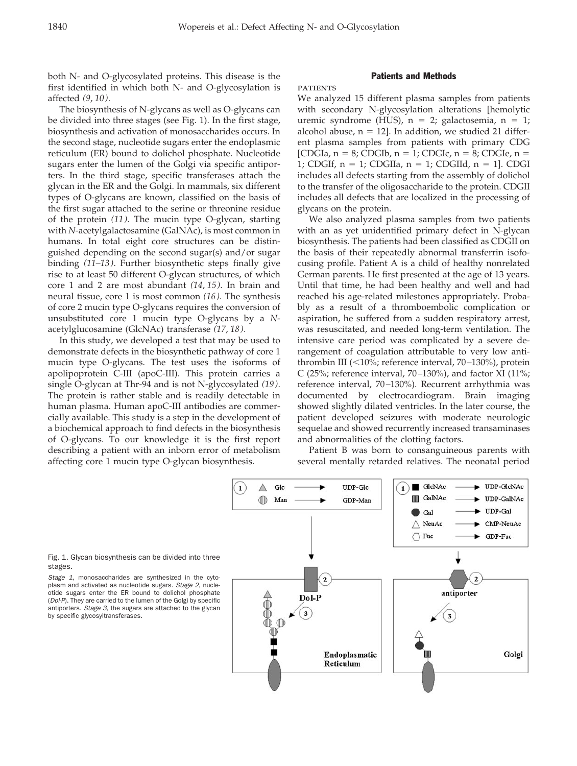both N- and O-glycosylated proteins. This disease is the first identified in which both N- and O-glycosylation is affected *(9, 10)*.

The biosynthesis of N-glycans as well as O-glycans can be divided into three stages (see Fig. 1). In the first stage, biosynthesis and activation of monosaccharides occurs. In the second stage, nucleotide sugars enter the endoplasmic reticulum (ER) bound to dolichol phosphate. Nucleotide sugars enter the lumen of the Golgi via specific antiporters. In the third stage, specific transferases attach the glycan in the ER and the Golgi. In mammals, six different types of O-glycans are known, classified on the basis of the first sugar attached to the serine or threonine residue of the protein *(11)*. The mucin type O-glycan, starting with *N*-acetylgalactosamine (GalNAc), is most common in humans. In total eight core structures can be distinguished depending on the second sugar(s) and/or sugar binding *(11–13)*. Further biosynthetic steps finally give rise to at least 50 different O-glycan structures, of which core 1 and 2 are most abundant *(14, 15)*. In brain and neural tissue, core 1 is most common *(16)*. The synthesis of core 2 mucin type O-glycans requires the conversion of unsubstituted core 1 mucin type O-glycans by a *N*-acetylglucosamine (GlcNAc) transferase *(17, 18)*.

In this study, we developed a test that may be used to demonstrate defects in the biosynthetic pathway of core 1 mucin type O-glycans. The test uses the isoforms of apolipoprotein C-III (apoC-III). This protein carries a single O-glycan at Thr-94 and is not N-glycosylated *(19)*. The protein is rather stable and is readily detectable in human plasma. Human apoC-III antibodies are commercially available. This study is a step in the development of a biochemical approach to find defects in the biosynthesis of O-glycans. To our knowledge it is the first report describing a patient with an inborn error of metabolism affecting core 1 mucin type O-glycan biosynthesis.

## Patients and Methods

### PATIENTS

We analyzed 15 different plasma samples from patients with secondary N-glycosylation alterations [hemolytic uremic syndrome (HUS), n = 2; galactosemia, n = 1; alcohol abuse, n = 12]. In addition, we studied 21 different plasma samples from patients with primary CDG [CDGIa, n = 8; CDGIb, n = 1; CDGIc, n = 8; CDGIe, n = 1; CDGIf, n = 1; CDGIIa, n = 1; CDGIId, n = 1]. CDGI includes all defects starting from the assembly of dolichol to the transfer of the oligosaccharide to the protein. CDGII includes all defects that are localized in the processing of glycans on the protein.

We also analyzed plasma samples from two patients with an as yet unidentified primary defect in N-glycan biosynthesis. The patients had been classified as CDGII on the basis of their repeatedly abnormal transferrin isofocusing profile. Patient A is a child of healthy nonrelated German parents. He first presented at the age of 13 years. Until that time, he had been healthy and well and had reached his age-related milestones appropriately. Probably as a result of a thromboembolic complication or aspiration, he suffered from a sudden respiratory arrest, was resuscitated, and needed long-term ventilation. The intensive care period was complicated by a severe derangement of coagulation attributable to very low antithrombin III (<10%; reference interval, 70–130%), protein C (25%; reference interval, 70–130%), and factor XI (11%; reference interval, 70–130%). Recurrent arrhythmia was documented by electrocardiogram. Brain imaging showed slightly dilated ventricles. In the later course, the patient developed seizures with moderate neurologic sequelae and showed recurrently increased transaminases and abnormalities of the clotting factors.

Patient B was born to consanguineous parents with several mentally retarded relatives. The neonatal period

Fig. 1. Glycan biosynthesis can be divided into three stages.

*Stage 1*, monosaccharides are synthesized in the cytoplasm and activated as nucleotide sugars. *Stage 2*, nucleotide sugars enter the ER bound to dolichol phosphate (*Dol-P*). They are carried to the lumen of the Golgi by specific antiporters. *Stage 3*, the sugars are attached to the glycan by specific glycosyltransferases.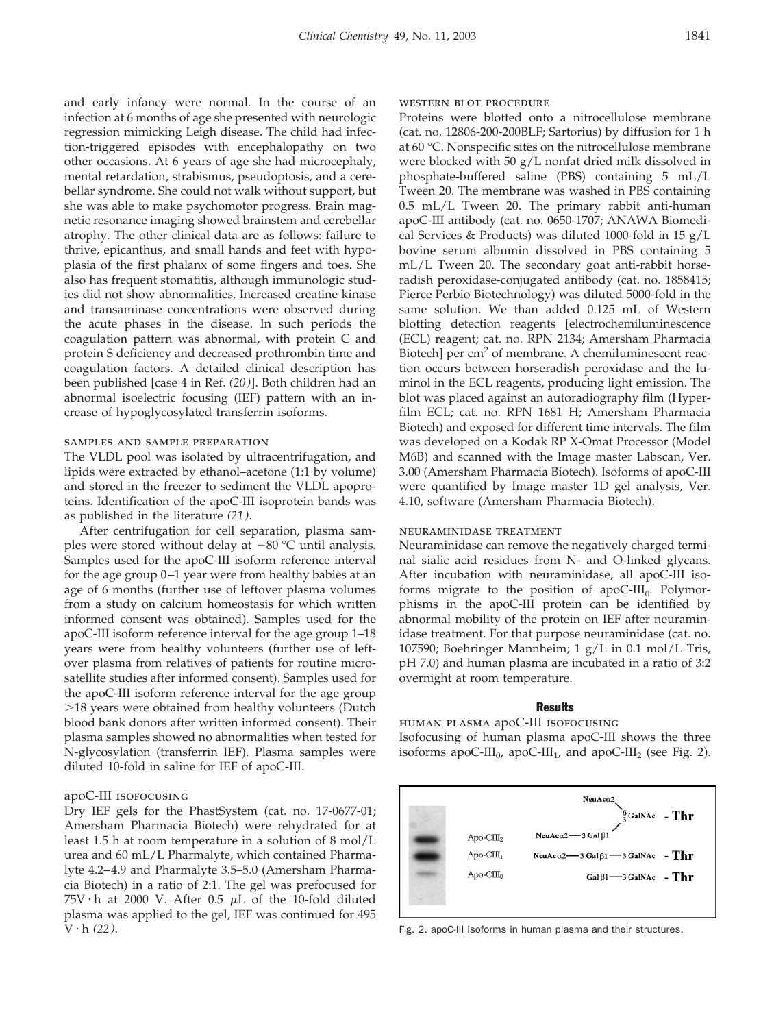and early infancy were normal. In the course of an infection at 6 months of age she presented with neurologic regression mimicking Leigh disease. The child had infection-triggered episodes with encephalopathy on two other occasions. At 6 years of age she had microcephaly, mental retardation, strabismus, pseudoptosis, and a cerebellar syndrome. She could not walk without support, but she was able to make psychomotor progress. Brain magnetic resonance imaging showed brainstem and cerebellar atrophy. The other clinical data are as follows: failure to thrive, epicanthus, and small hands and feet with hypoplasia of the first phalanx of some fingers and toes. She also has frequent stomatitis, although immunologic studies did not show abnormalities. Increased creatine kinase and transaminase concentrations were observed during the acute phases in the disease. In such periods the coagulation pattern was abnormal, with protein C and protein S deficiency and decreased prothrombin time and coagulation factors. A detailed clinical description has been published [case 4 in Ref. *(20)*]. Both children had an abnormal isoelectric focusing (IEF) pattern with an increase of hypoglycosylated transferrin isoforms.

### samples and sample preparation

The VLDL pool was isolated by ultracentrifugation, and lipids were extracted by ethanol–acetone (1:1 by volume) and stored in the freezer to sediment the VLDL apoproteins. Identification of the apoC-III isoprotein bands was as published in the literature *(21)*.

After centrifugation for cell separation, plasma samples were stored without delay at −80 °C until analysis. Samples used for the apoC-III isoform reference interval for the age group 0–1 year were from healthy babies at an age of 6 months (further use of leftover plasma volumes from a study on calcium homeostasis for which written informed consent was obtained). Samples used for the apoC-III isoform reference interval for the age group 1–18 years were from healthy volunteers (further use of leftover plasma from relatives of patients for routine microsatellite studies after informed consent). Samples used for the apoC-III isoform reference interval for the age group >18 years were obtained from healthy volunteers (Dutch blood bank donors after written informed consent). Their plasma samples showed no abnormalities when tested for N-glycosylation (transferrin IEF). Plasma samples were diluted 10-fold in saline for IEF of apoC-III.

### apoC-III isofocusing

Dry IEF gels for the PhastSystem (cat. no. 17-0677-01; Amersham Pharmacia Biotech) were rehydrated for at least 1.5 h at room temperature in a solution of 8 mol/L urea and 60 mL/L Pharmalyte, which contained Pharmalyte 4.2–4.9 and Pharmalyte 3.5–5.0 (Amersham Pharmacia Biotech) in a ratio of 2:1. The gel was prefocused for 75V · h at 2000 V. After 0.5 μL of the 10-fold diluted plasma was applied to the gel, IEF was continued for 495 V · h *(22)*.

### western blot procedure

Proteins were blotted onto a nitrocellulose membrane (cat. no. 12806-200-200BLF; Sartorius) by diffusion for 1 h at 60 °C. Nonspecific sites on the nitrocellulose membrane were blocked with 50 g/L nonfat dried milk dissolved in phosphate-buffered saline (PBS) containing 5 mL/L Tween 20. The membrane was washed in PBS containing 0.5 mL/L Tween 20. The primary rabbit anti-human apoC-III antibody (cat. no. 0650-1707; ANAWA Biomedical Services & Products) was diluted 1000-fold in 15 g/L bovine serum albumin dissolved in PBS containing 5 mL/L Tween 20. The secondary goat anti-rabbit horseradish peroxidase-conjugated antibody (cat. no. 1858415; Pierce Perbio Biotechnology) was diluted 5000-fold in the same solution. We than added 0.125 mL of Western blotting detection reagents [electrochemiluminescence (ECL) reagent; cat. no. RPN 2134; Amersham Pharmacia Biotech] per $cm^2$ of membrane. A chemiluminescent reaction occurs between horseradish peroxidase and the luminol in the ECL reagents, producing light emission. The blot was placed against an autoradiography film (Hyperfilm ECL; cat. no. RPN 1681 H; Amersham Pharmacia Biotech) and exposed for different time intervals. The film was developed on a Kodak RP X-Omat Processor (Model M6B) and scanned with the Image master Labscan, Ver. 3.00 (Amersham Pharmacia Biotech). Isoforms of apoC-III were quantified by Image master 1D gel analysis, Ver. 4.10, software (Amersham Pharmacia Biotech).

### neuraminidase treatment

Neuraminidase can remove the negatively charged terminal sialic acid residues from N- and O-linked glycans. After incubation with neuraminidase, all apoC-III isoforms migrate to the position of apoC-$III_0$. Polymorphisms in the apoC-III protein can be identified by abnormal mobility of the protein on IEF after neuraminidase treatment. For that purpose neuraminidase (cat. no. 107590; Boehringer Mannheim; 1 g/L in 0.1 mol/L Tris, pH 7.0) and human plasma are incubated in a ratio of 3:2 overnight at room temperature.

## Results

### human plasma apoC-III isofocusing

Isofocusing of human plasma apoC-III shows the three isoforms apoC-$III_0$, apoC-$III_1$, and apoC-$III_2$ (see Fig. 2).

Fig. 2. apoC-III isoforms in human plasma and their structures.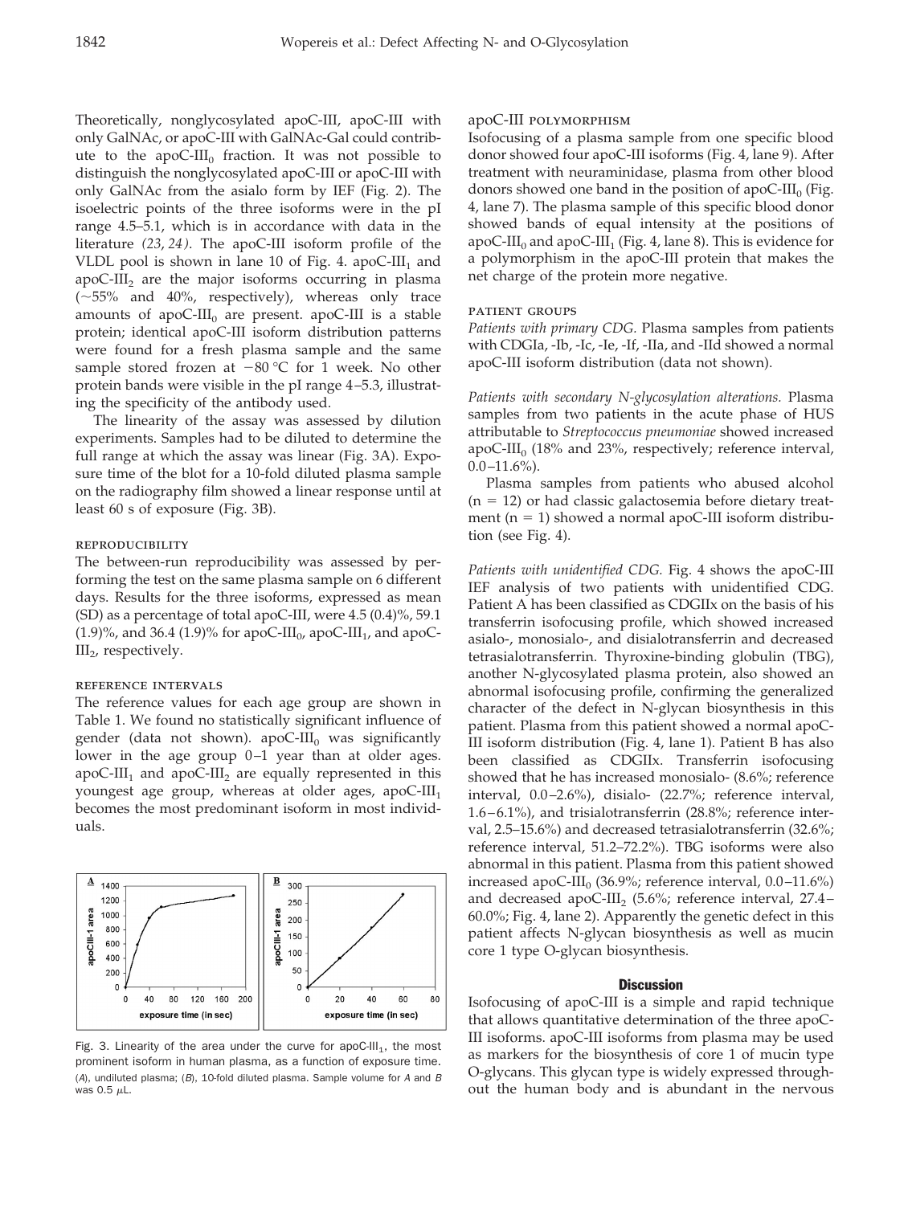Theoretically, nonglycosylated apoC-III, apoC-III with only GalNAc, or apoC-III with GalNAc-Gal could contribute to the apoC-$III_0$ fraction. It was not possible to distinguish the nonglycosylated apoC-III or apoC-III with only GalNAc from the asialo form by IEF (Fig. 2). The isoelectric points of the three isoforms were in the pI range 4.5–5.1, which is in accordance with data in the literature *(23, 24)*. The apoC-III isoform profile of the VLDL pool is shown in lane 10 of Fig. 4. apoC-$III_1$ and apoC-$III_2$ are the major isoforms occurring in plasma (~55% and 40%, respectively), whereas only trace amounts of apoC-$III_0$ are present. apoC-III is a stable protein; identical apoC-III isoform distribution patterns were found for a fresh plasma sample and the same sample stored frozen at −80 °C for 1 week. No other protein bands were visible in the pI range 4–5.3, illustrating the specificity of the antibody used.

The linearity of the assay was assessed by dilution experiments. Samples had to be diluted to determine the full range at which the assay was linear (Fig. 3A). Exposure time of the blot for a 10-fold diluted plasma sample on the radiography film showed a linear response until at least 60 s of exposure (Fig. 3B).

### REPRODUCIBILITY

The between-run reproducibility was assessed by performing the test on the same plasma sample on 6 different days. Results for the three isoforms, expressed as mean (SD) as a percentage of total apoC-III, were 4.5 (0.4)%, 59.1 (1.9)%, and 36.4 (1.9)% for apoC-$III_0$, apoC-$III_1$, and apoC-$III_2$, respectively.

### REFERENCE INTERVALS

The reference values for each age group are shown in Table 1. We found no statistically significant influence of gender (data not shown). apoC-$III_0$ was significantly lower in the age group 0–1 year than at older ages. apoC-$III_1$ and apoC-$III_2$ are equally represented in this youngest age group, whereas at older ages, apoC-$III_1$ becomes the most predominant isoform in most individuals.

Fig. 3. Linearity of the area under the curve for apoC-$III_1$, the most prominent isoform in human plasma, as a function of exposure time. (*A*), undiluted plasma; (*B*), 10-fold diluted plasma. Sample volume for *A* and *B* was 0.5 μL.

### APOC-III POLYMORPHISM

Isofocusing of a plasma sample from one specific blood donor showed four apoC-III isoforms (Fig. 4, lane 9). After treatment with neuraminidase, plasma from other blood donors showed one band in the position of apoC-$III_0$ (Fig. 4, lane 7). The plasma sample of this specific blood donor showed bands of equal intensity at the positions of apoC-$III_0$ and apoC-$III_1$ (Fig. 4, lane 8). This is evidence for a polymorphism in the apoC-III protein that makes the net charge of the protein more negative.

### PATIENT GROUPS

*Patients with primary CDG.* Plasma samples from patients with CDGIa, -Ib, -Ic, -Ie, -If, -IIa, and -IId showed a normal apoC-III isoform distribution (data not shown).

*Patients with secondary N-glycosylation alterations.* Plasma samples from two patients in the acute phase of HUS attributable to *Streptococcus pneumoniae* showed increased apoC-$III_0$ (18% and 23%, respectively; reference interval, 0.0–11.6%).

Plasma samples from patients who abused alcohol (n = 12) or had classic galactosemia before dietary treatment (n = 1) showed a normal apoC-III isoform distribution (see Fig. 4).

*Patients with unidentified CDG.* Fig. 4 shows the apoC-III IEF analysis of two patients with unidentified CDG. Patient A has been classified as CDGIIx on the basis of his transferrin isofocusing profile, which showed increased asialo-, monosialo-, and disialotransferrin and decreased tetrasialotransferrin. Thyroxine-binding globulin (TBG), another N-glycosylated plasma protein, also showed an abnormal isofocusing profile, confirming the generalized character of the defect in N-glycan biosynthesis in this patient. Plasma from this patient showed a normal apoC-III isoform distribution (Fig. 4, lane 1). Patient B has also been classified as CDGIIx. Transferrin isofocusing showed that he has increased monosialo- (8.6%; reference interval, 0.0–2.6%), disialo- (22.7%; reference interval, 1.6–6.1%), and trisialotransferrin (28.8%; reference interval, 2.5–15.6%) and decreased tetrasialotransferrin (32.6%; reference interval, 51.2–72.2%). TBG isoforms were also abnormal in this patient. Plasma from this patient showed increased apoC-$III_0$ (36.9%; reference interval, 0.0–11.6%) and decreased apoC-$III_2$ (5.6%; reference interval, 27.4–60.0%; Fig. 4, lane 2). Apparently the genetic defect in this patient affects N-glycan biosynthesis as well as mucin core 1 type O-glycan biosynthesis.

## Discussion

Isofocusing of apoC-III is a simple and rapid technique that allows quantitative determination of the three apoC-III isoforms. apoC-III isoforms from plasma may be used as markers for the biosynthesis of core 1 of mucin type O-glycans. This glycan type is widely expressed throughout the human body and is abundant in the nervous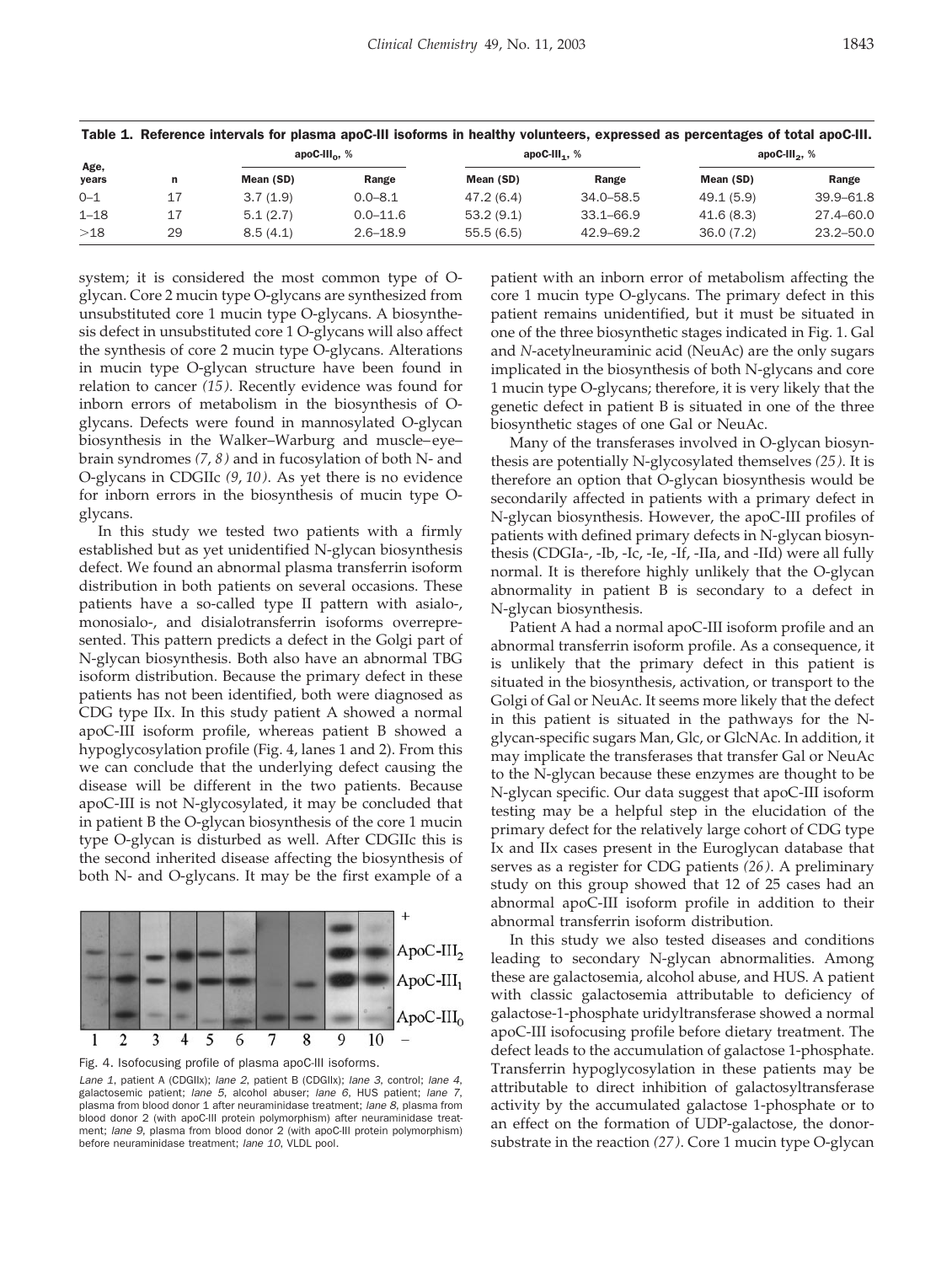Table 1. Reference intervals for plasma apoC-III isoforms in healthy volunteers, expressed as percentages of total apoC-III.

| Age, years | n | apoC-III$_0$, % | | apoC-III$_1$, % | | apoC-III$_2$, % | |
|---|---|---|---|---|---|---|---|
| | | Mean (SD) | Range | Mean (SD) | Range | Mean (SD) | Range |
| 0–1 | 17 | 3.7 (1.9) | 0.0–8.1 | 47.2 (6.4) | 34.0–58.5 | 49.1 (5.9) | 39.9–61.8 |
| 1–18 | 17 | 5.1 (2.7) | 0.0–11.6 | 53.2 (9.1) | 33.1–66.9 | 41.6 (8.3) | 27.4–60.0 |
| >18 | 29 | 8.5 (4.1) | 2.6–18.9 | 55.5 (6.5) | 42.9–69.2 | 36.0 (7.2) | 23.2–50.0 |

system; it is considered the most common type of O-glycan. Core 2 mucin type O-glycans are synthesized from unsubstituted core 1 mucin type O-glycans. A biosynthesis defect in unsubstituted core 1 O-glycans will also affect the synthesis of core 2 mucin type O-glycans. Alterations in mucin type O-glycan structure have been found in relation to cancer *(15)*. Recently evidence was found for inborn errors of metabolism in the biosynthesis of O-glycans. Defects were found in mannosylated O-glycan biosynthesis in the Walker–Warburg and muscle–eye–brain syndromes *(7, 8)* and in fucosylation of both N- and O-glycans in CDGIIc *(9, 10)*. As yet there is no evidence for inborn errors in the biosynthesis of mucin type O-glycans.

In this study we tested two patients with a firmly established but as yet unidentified N-glycan biosynthesis defect. We found an abnormal plasma transferrin isoform distribution in both patients on several occasions. These patients have a so-called type II pattern with asialo-, monosialo-, and disialotransferrin isoforms overrepresented. This pattern predicts a defect in the Golgi part of N-glycan biosynthesis. Both also have an abnormal TBG isoform distribution. Because the primary defect in these patients has not been identified, both were diagnosed as CDG type IIx. In this study patient A showed a normal apoC-III isoform profile, whereas patient B showed a hypoglycosylation profile (Fig. 4, lanes 1 and 2). From this we can conclude that the underlying defect causing the disease will be different in the two patients. Because apoC-III is not N-glycosylated, it may be concluded that in patient B the O-glycan biosynthesis of the core 1 mucin type O-glycan is disturbed as well. After CDGIIc this is the second inherited disease affecting the biosynthesis of both N- and O-glycans. It may be the first example of a patient with an inborn error of metabolism affecting the core 1 mucin type O-glycans. The primary defect in this patient remains unidentified, but it must be situated in one of the three biosynthetic stages indicated in Fig. 1. Gal and *N*-acetylneuraminic acid (NeuAc) are the only sugars implicated in the biosynthesis of both N-glycans and core 1 mucin type O-glycans; therefore, it is very likely that the genetic defect in patient B is situated in one of the three biosynthetic stages of one Gal or NeuAc.

Fig. 4. Isofocusing profile of plasma apoC-III isoforms.

*Lane 1*, patient A (CDGIIx); *lane 2*, patient B (CDGIIx); *lane 3*, control; *lane 4*, galactosemic patient; *lane 5*, alcohol abuser; *lane 6*, HUS patient; *lane 7*, plasma from blood donor 1 after neuraminidase treatment; *lane 8*, plasma from blood donor 2 (with apoC-III protein polymorphism) after neuraminidase treatment; *lane 9*, plasma from blood donor 2 (with apoC-III protein polymorphism) before neuraminidase treatment; *lane 10*, VLDL pool.

Many of the transferases involved in O-glycan biosynthesis are potentially N-glycosylated themselves *(25)*. It is therefore an option that O-glycan biosynthesis would be secondarily affected in patients with a primary defect in N-glycan biosynthesis. However, the apoC-III profiles of patients with defined primary defects in N-glycan biosynthesis (CDGIa-, -Ib, -Ic, -Ie, -If, -IIa, and -IId) were all fully normal. It is therefore highly unlikely that the O-glycan abnormality in patient B is secondary to a defect in N-glycan biosynthesis.

Patient A had a normal apoC-III isoform profile and an abnormal transferrin isoform profile. As a consequence, it is unlikely that the primary defect in this patient is situated in the biosynthesis, activation, or transport to the Golgi of Gal or NeuAc. It seems more likely that the defect in this patient is situated in the pathways for the N-glycan-specific sugars Man, Glc, or GlcNAc. In addition, it may implicate the transferases that transfer Gal or NeuAc to the N-glycan because these enzymes are thought to be N-glycan specific. Our data suggest that apoC-III isoform testing may be a helpful step in the elucidation of the primary defect for the relatively large cohort of CDG type Ix and IIx cases present in the Euroglycan database that serves as a register for CDG patients *(26)*. A preliminary study on this group showed that 12 of 25 cases had an abnormal apoC-III isoform profile in addition to their abnormal transferrin isoform distribution.

In this study we also tested diseases and conditions leading to secondary N-glycan abnormalities. Among these are galactosemia, alcohol abuse, and HUS. A patient with classic galactosemia attributable to deficiency of galactose-1-phosphate uridyltransferase showed a normal apoC-III isofocusing profile before dietary treatment. The defect leads to the accumulation of galactose 1-phosphate. Transferrin hypoglycosylation in these patients may be attributable to direct inhibition of galactosyltransferase activity by the accumulated galactose 1-phosphate or to an effect on the formation of UDP-galactose, the donor-substrate in the reaction *(27)*. Core 1 mucin type O-glycan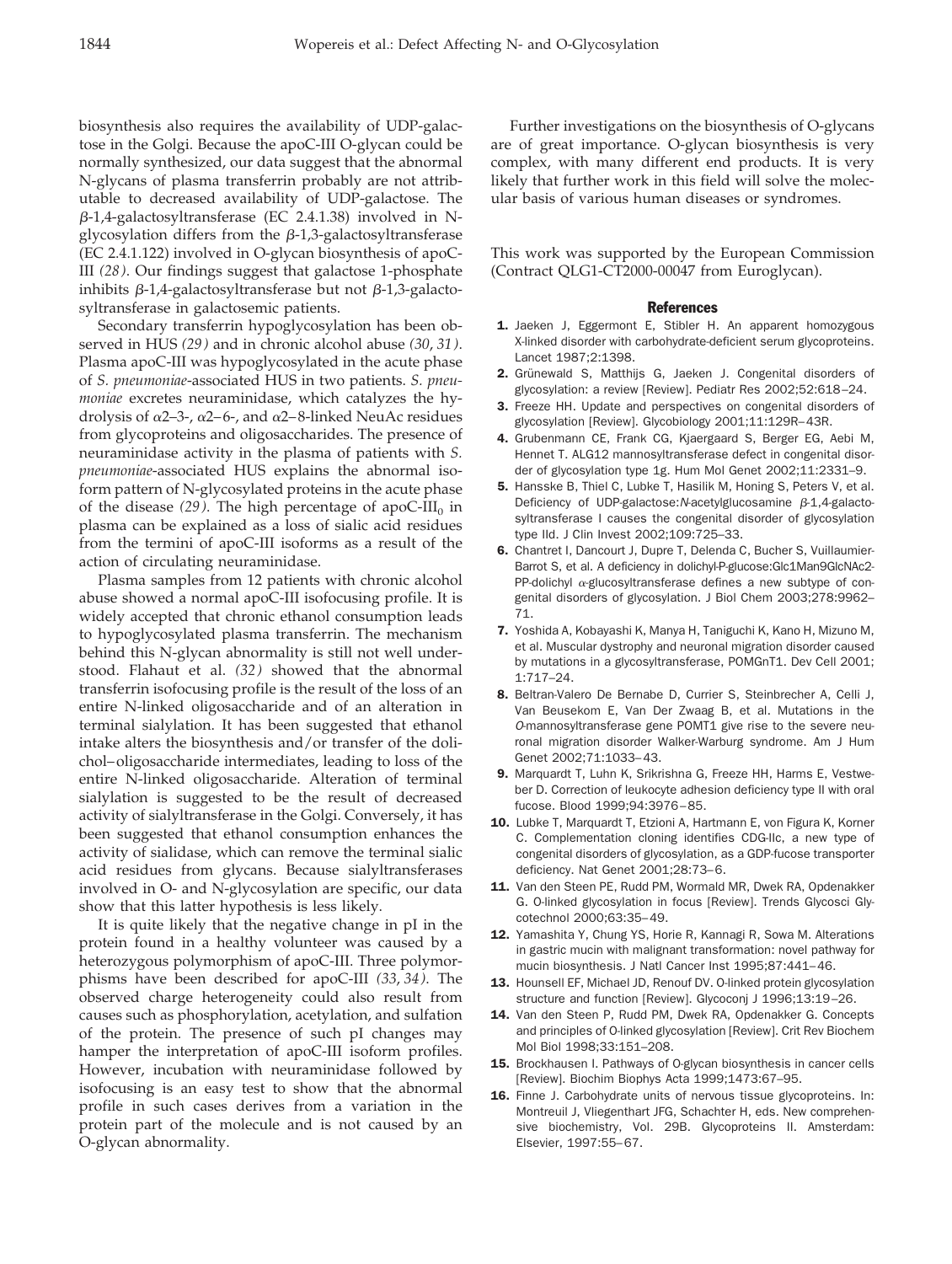biosynthesis also requires the availability of UDP-galactose in the Golgi. Because the apoC-III O-glycan could be normally synthesized, our data suggest that the abnormal N-glycans of plasma transferrin probably are not attributable to decreased availability of UDP-galactose. The $\beta$-1,4-galactosyltransferase (EC 2.4.1.38) involved in N-glycosylation differs from the $\beta$-1,3-galactosyltransferase (EC 2.4.1.122) involved in O-glycan biosynthesis of apoC-III *(28)*. Our findings suggest that galactose 1-phosphate inhibits $\beta$-1,4-galactosyltransferase but not $\beta$-1,3-galactosyltransferase in galactosemic patients.

Secondary transferrin hypoglycosylation has been observed in HUS *(29)* and in chronic alcohol abuse *(30, 31)*. Plasma apoC-III was hypoglycosylated in the acute phase of *S. pneumoniae*-associated HUS in two patients. *S. pneumoniae* excretes neuraminidase, which catalyzes the hydrolysis of $\alpha$2–3-, $\alpha$2–6-, and $\alpha$2–8-linked NeuAc residues from glycoproteins and oligosaccharides. The presence of neuraminidase activity in the plasma of patients with *S. pneumoniae*-associated HUS explains the abnormal isoform pattern of N-glycosylated proteins in the acute phase of the disease *(29)*. The high percentage of apoC-$III_0$ in plasma can be explained as a loss of sialic acid residues from the termini of apoC-III isoforms as a result of the action of circulating neuraminidase.

Plasma samples from 12 patients with chronic alcohol abuse showed a normal apoC-III isofocusing profile. It is widely accepted that chronic ethanol consumption leads to hypoglycosylated plasma transferrin. The mechanism behind this N-glycan abnormality is still not well understood. Flahaut et al. *(32)* showed that the abnormal transferrin isofocusing profile is the result of the loss of an entire N-linked oligosaccharide and of an alteration in terminal sialylation. It has been suggested that ethanol intake alters the biosynthesis and/or transfer of the dolichol–oligosaccharide intermediates, leading to loss of the entire N-linked oligosaccharide. Alteration of terminal sialylation is suggested to be the result of decreased activity of sialyltransferase in the Golgi. Conversely, it has been suggested that ethanol consumption enhances the activity of sialidase, which can remove the terminal sialic acid residues from glycans. Because sialyltransferases involved in O- and N-glycosylation are specific, our data show that this latter hypothesis is less likely.

It is quite likely that the negative change in pI in the protein found in a healthy volunteer was caused by a heterozygous polymorphism of apoC-III. Three polymorphisms have been described for apoC-III *(33, 34)*. The observed charge heterogeneity could also result from causes such as phosphorylation, acetylation, and sulfation of the protein. The presence of such pI changes may hamper the interpretation of apoC-III isoform profiles. However, incubation with neuraminidase followed by isofocusing is an easy test to show that the abnormal profile in such cases derives from a variation in the protein part of the molecule and is not caused by an O-glycan abnormality.

Further investigations on the biosynthesis of O-glycans are of great importance. O-glycan biosynthesis is very complex, with many different end products. It is very likely that further work in this field will solve the molecular basis of various human diseases or syndromes.

This work was supported by the European Commission (Contract QLG1-CT2000-00047 from Euroglycan).

## References

1. Jaeken J, Eggermont E, Stibler H. An apparent homozygous X-linked disorder with carbohydrate-deficient serum glycoproteins. Lancet 1987;2:1398.
2. Grünewald S, Matthijs G, Jaeken J. Congenital disorders of glycosylation: a review [Review]. Pediatr Res 2002;52:618–24.
3. Freeze HH. Update and perspectives on congenital disorders of glycosylation [Review]. Glycobiology 2001;11:129R–43R.
4. Grubenmann CE, Frank CG, Kjaergaard S, Berger EG, Aebi M, Hennet T. ALG12 mannosyltransferase defect in congenital disorder of glycosylation type 1g. Hum Mol Genet 2002;11:2331–9.
5. Hansske B, Thiel C, Lubke T, Hasilik M, Honing S, Peters V, et al. Deficiency of UDP-galactose:*N*-acetylglucosamine $\beta$-1,4-galactosyltransferase I causes the congenital disorder of glycosylation type IId. J Clin Invest 2002;109:725–33.
6. Chantret I, Dancourt J, Dupre T, Delenda C, Bucher S, Vuillaumier-Barrot S, et al. A deficiency in dolichyl-P-glucose:Glc1Man9GlcNAc2-PP-dolichyl $\alpha$-glucosyltransferase defines a new subtype of congenital disorders of glycosylation. J Biol Chem 2003;278:9962–71.
7. Yoshida A, Kobayashi K, Manya H, Taniguchi K, Kano H, Mizuno M, et al. Muscular dystrophy and neuronal migration disorder caused by mutations in a glycosyltransferase, POMGnT1. Dev Cell 2001; 1:717–24.
8. Beltran-Valero De Bernabe D, Currier S, Steinbrecher A, Celli J, Van Beusekom E, Van Der Zwaag B, et al. Mutations in the *O*-mannosyltransferase gene POMT1 give rise to the severe neuronal migration disorder Walker-Warburg syndrome. Am J Hum Genet 2002;71:1033–43.
9. Marquardt T, Luhn K, Srikrishna G, Freeze HH, Harms E, Vestweber D. Correction of leukocyte adhesion deficiency type II with oral fucose. Blood 1999;94:3976–85.
10. Lubke T, Marquardt T, Etzioni A, Hartmann E, von Figura K, Korner C. Complementation cloning identifies CDG-IIc, a new type of congenital disorders of glycosylation, as a GDP-fucose transporter deficiency. Nat Genet 2001;28:73–6.
11. Van den Steen PE, Rudd PM, Wormald MR, Dwek RA, Opdenakker G. O-linked glycosylation in focus [Review]. Trends Glycosci Glycotechnol 2000;63:35–49.
12. Yamashita Y, Chung YS, Horie R, Kannagi R, Sowa M. Alterations in gastric mucin with malignant transformation: novel pathway for mucin biosynthesis. J Natl Cancer Inst 1995;87:441–46.
13. Hounsell EF, Michael JD, Renouf DV. O-linked protein glycosylation structure and function [Review]. Glycoconj J 1996;13:19–26.
14. Van den Steen P, Rudd PM, Dwek RA, Opdenakker G. Concepts and principles of O-linked glycosylation [Review]. Crit Rev Biochem Mol Biol 1998;33:151–208.
15. Brockhausen I. Pathways of O-glycan biosynthesis in cancer cells [Review]. Biochim Biophys Acta 1999;1473:67–95.
16. Finne J. Carbohydrate units of nervous tissue glycoproteins. In: Montreuil J, Vliegenthart JFG, Schachter H, eds. New comprehensive biochemistry, Vol. 29B. Glycoproteins II. Amsterdam: Elsevier, 1997:55–67.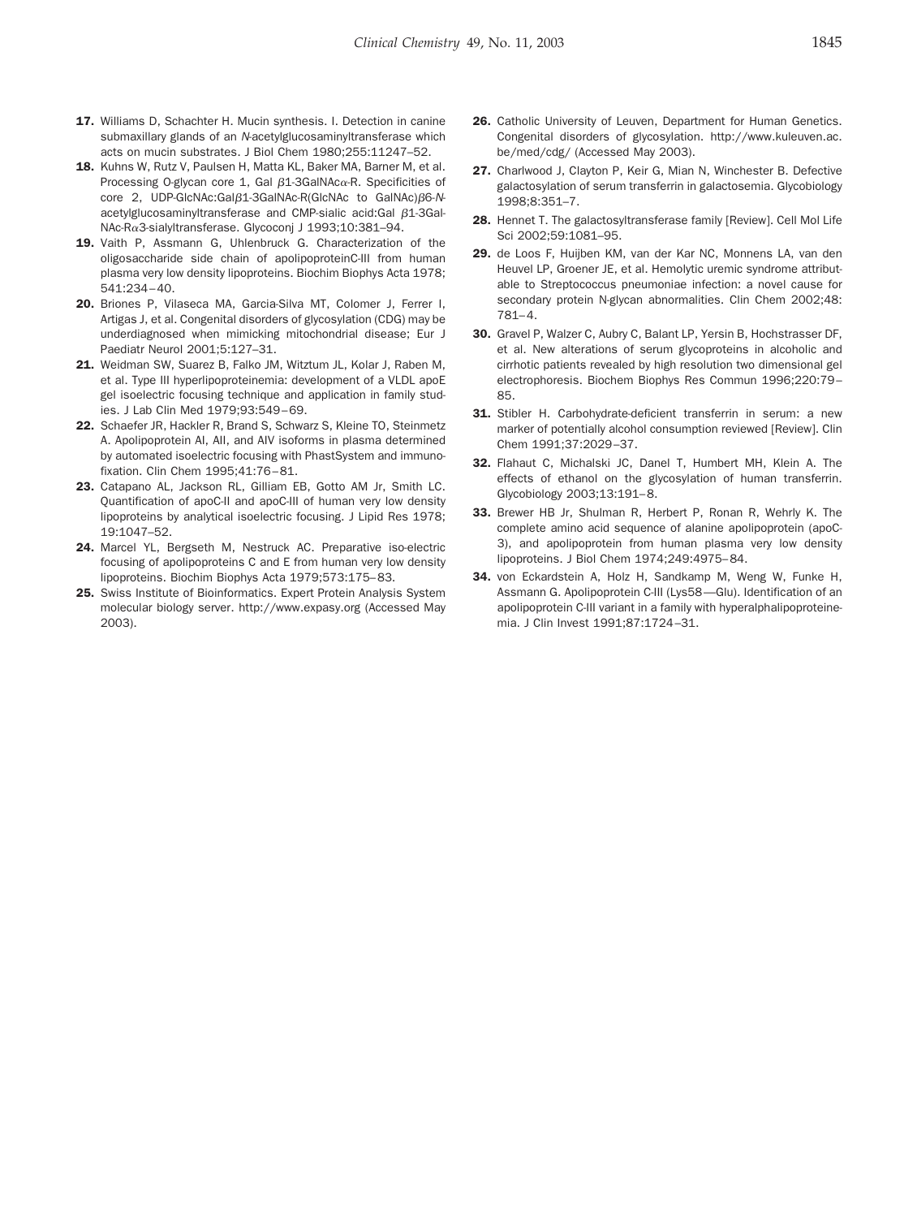17. Williams D, Schachter H. Mucin synthesis. I. Detection in canine submaxillary glands of an *N*-acetylglucosaminyltransferase which acts on mucin substrates. J Biol Chem 1980;255:11247–52.

18. Kuhns W, Rutz V, Paulsen H, Matta KL, Baker MA, Barner M, et al. Processing O-glycan core 1, Gal β1-3GalNAcα-R. Specificities of core 2, UDP-GlcNAc:Galβ1-3GalNAc-R(GlcNAc to GalNAc)β6-*N*-acetylglucosaminyltransferase and CMP-sialic acid:Gal β1-3Gal-NAc-Rα3-sialyltransferase. Glycoconj J 1993;10:381–94.

19. Vaith P, Assmann G, Uhlenbruck G. Characterization of the oligosaccharide side chain of apolipoproteinC-III from human plasma very low density lipoproteins. Biochim Biophys Acta 1978; 541:234–40.

20. Briones P, Vilaseca MA, Garcia-Silva MT, Colomer J, Ferrer I, Artigas J, et al. Congenital disorders of glycosylation (CDG) may be underdiagnosed when mimicking mitochondrial disease; Eur J Paediatr Neurol 2001;5:127–31.

21. Weidman SW, Suarez B, Falko JM, Witztum JL, Kolar J, Raben M, et al. Type III hyperlipoproteinemia: development of a VLDL apoE gel isoelectric focusing technique and application in family studies. J Lab Clin Med 1979;93:549–69.

22. Schaefer JR, Hackler R, Brand S, Schwarz S, Kleine TO, Steinmetz A. Apolipoprotein AI, AII, and AIV isoforms in plasma determined by automated isoelectric focusing with PhastSystem and immunofixation. Clin Chem 1995;41:76–81.

23. Catapano AL, Jackson RL, Gilliam EB, Gotto AM Jr, Smith LC. Quantification of apoC-II and apoC-III of human very low density lipoproteins by analytical isoelectric focusing. J Lipid Res 1978; 19:1047–52.

24. Marcel YL, Bergseth M, Nestruck AC. Preparative iso-electric focusing of apolipoproteins C and E from human very low density lipoproteins. Biochim Biophys Acta 1979;573:175–83.

25. Swiss Institute of Bioinformatics. Expert Protein Analysis System molecular biology server. http://www.expasy.org (Accessed May 2003).

26. Catholic University of Leuven, Department for Human Genetics. Congenital disorders of glycosylation. http://www.kuleuven.ac.be/med/cdg/ (Accessed May 2003).

27. Charlwood J, Clayton P, Keir G, Mian N, Winchester B. Defective galactosylation of serum transferrin in galactosemia. Glycobiology 1998;8:351–7.

28. Hennet T. The galactosyltransferase family [Review]. Cell Mol Life Sci 2002;59:1081–95.

29. de Loos F, Huijben KM, van der Kar NC, Monnens LA, van den Heuvel LP, Groener JE, et al. Hemolytic uremic syndrome attributable to Streptococcus pneumoniae infection: a novel cause for secondary protein N-glycan abnormalities. Clin Chem 2002;48: 781–4.

30. Gravel P, Walzer C, Aubry C, Balant LP, Yersin B, Hochstrasser DF, et al. New alterations of serum glycoproteins in alcoholic and cirrhotic patients revealed by high resolution two dimensional gel electrophoresis. Biochem Biophys Res Commun 1996;220:79–85.

31. Stibler H. Carbohydrate-deficient transferrin in serum: a new marker of potentially alcohol consumption reviewed [Review]. Clin Chem 1991;37:2029–37.

32. Flahaut C, Michalski JC, Danel T, Humbert MH, Klein A. The effects of ethanol on the glycosylation of human transferrin. Glycobiology 2003;13:191–8.

33. Brewer HB Jr, Shulman R, Herbert P, Ronan R, Wehrly K. The complete amino acid sequence of alanine apolipoprotein (apoC-3), and apolipoprotein from human plasma very low density lipoproteins. J Biol Chem 1974;249:4975–84.

34. von Eckardstein A, Holz H, Sandkamp M, Weng W, Funke H, Assmann G. Apolipoprotein C-III (Lys58—Glu). Identification of an apolipoprotein C-III variant in a family with hyperalphalipoproteinemia. J Clin Invest 1991;87:1724–31.